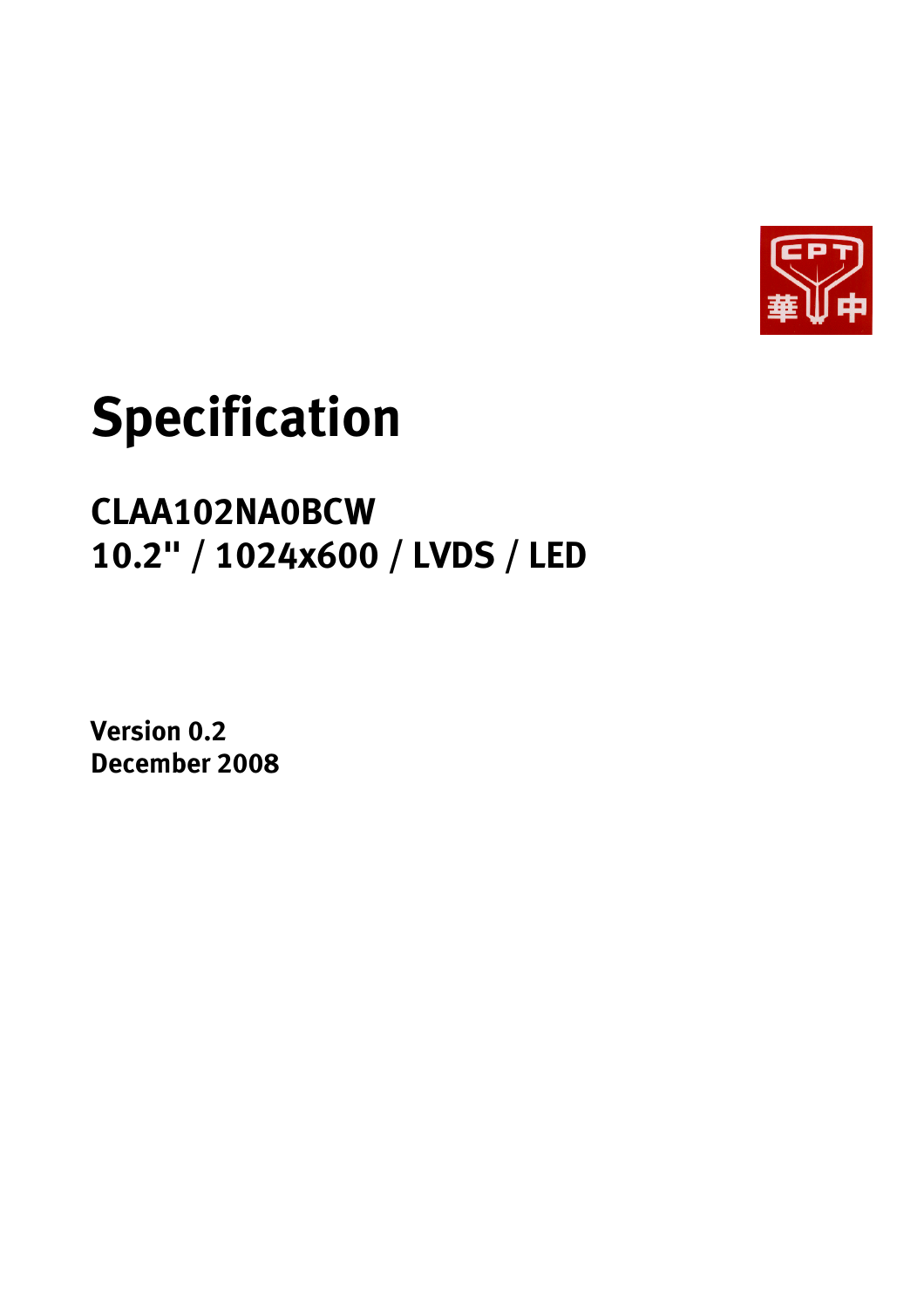# Specification

## CLAA102NA0BCW
## 10.2" / 1024x600 / LVDS / LED

**Version 0.2**
**December 2008**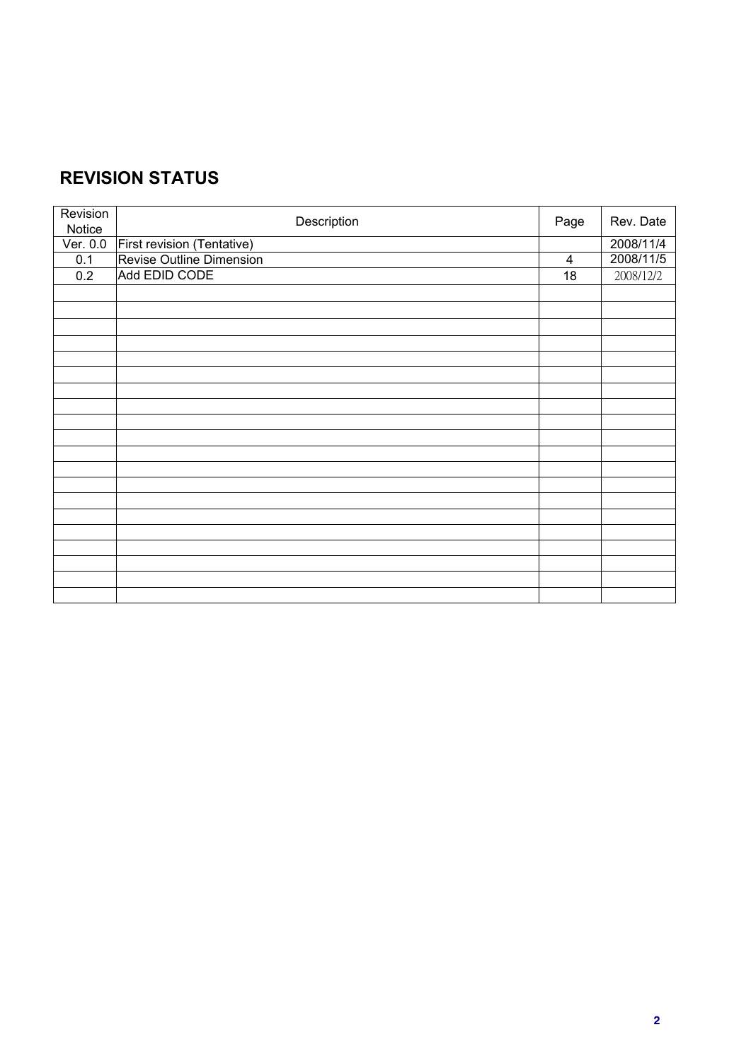## REVISION STATUS

| Revision Notice | Description | Page | Rev. Date |
|---|---|---|---|
| Ver. 0.0 | First revision (Tentative) | | 2008/11/4 |
| 0.1 | Revise Outline Dimension | 4 | 2008/11/5 |
| 0.2 | Add EDID CODE | 18 | 2008/12/2 |
| | | | |
| | | | |
| | | | |
| | | | |
| | | | |
| | | | |
| | | | |
| | | | |
| | | | |
| | | | |
| | | | |
| | | | |
| | | | |
| | | | |
| | | | |
| | | | |
| | | | |
| | | | |
| | | | |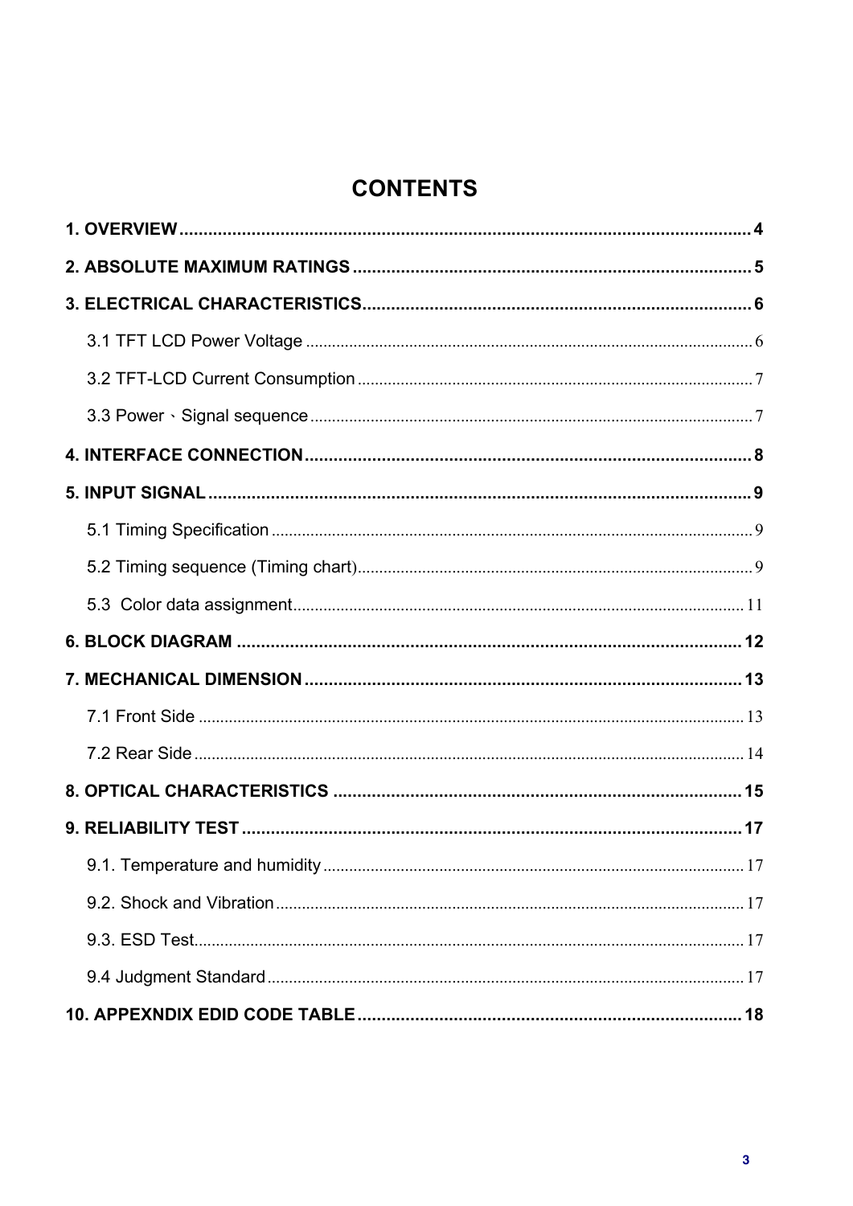# CONTENTS

**1. OVERVIEW** .......... **4**

**2. ABSOLUTE MAXIMUM RATINGS** .......... **5**

**3. ELECTRICAL CHARACTERISTICS** .......... **6**

3.1 TFT LCD Power Voltage .......... 6

3.2 TFT-LCD Current Consumption .......... 7

3.3 Power、Signal sequence .......... 7

**4. INTERFACE CONNECTION** .......... **8**

**5. INPUT SIGNAL** .......... **9**

5.1 Timing Specification .......... 9

5.2 Timing sequence (Timing chart) .......... 9

5.3 Color data assignment .......... 11

**6. BLOCK DIAGRAM** .......... **12**

**7. MECHANICAL DIMENSION** .......... **13**

7.1 Front Side .......... 13

7.2 Rear Side .......... 14

**8. OPTICAL CHARACTERISTICS** .......... **15**

**9. RELIABILITY TEST** .......... **17**

9.1. Temperature and humidity .......... 17

9.2. Shock and Vibration .......... 17

9.3. ESD Test .......... 17

9.4 Judgment Standard .......... 17

**10. APPEXNDIX EDID CODE TABLE** .......... **18**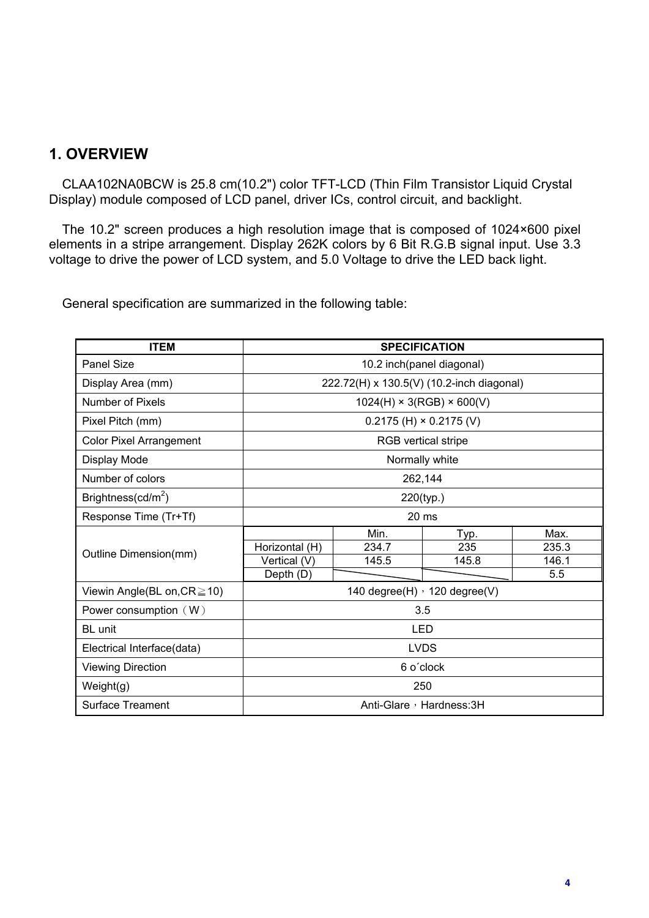## 1. OVERVIEW

CLAA102NA0BCW is 25.8 cm(10.2") color TFT-LCD (Thin Film Transistor Liquid Crystal Display) module composed of LCD panel, driver ICs, control circuit, and backlight.

The 10.2" screen produces a high resolution image that is composed of 1024×600 pixel elements in a stripe arrangement. Display 262K colors by 6 Bit R.G.B signal input. Use 3.3 voltage to drive the power of LCD system, and 5.0 Voltage to drive the LED back light.

General specification are summarized in the following table:

| ITEM | SPECIFICATION | | | |
|---|---|---|---|---|
| Panel Size | 10.2 inch(panel diagonal) | | | |
| Display Area (mm) | 222.72(H) x 130.5(V) (10.2-inch diagonal) | | | |
| Number of Pixels | 1024(H) × 3(RGB) × 600(V) | | | |
| Pixel Pitch (mm) | 0.2175 (H) × 0.2175 (V) | | | |
| Color Pixel Arrangement | RGB vertical stripe | | | |
| Display Mode | Normally white | | | |
| Number of colors | 262,144 | | | |
| Brightness(cd/m$^2$) | 220(typ.) | | | |
| Response Time (Tr+Tf) | 20 ms | | | |
| Outline Dimension(mm) | | Min. | Typ. | Max. |
| | Horizontal (H) | 234.7 | 235 | 235.3 |
| | Vertical (V) | 145.5 | 145.8 | 146.1 |
| | Depth (D) | | | 5.5 |
| Viewin Angle(BL on,CR≧10) | 140 degree(H)，120 degree(V) | | | |
| Power consumption（W） | 3.5 | | | |
| BL unit | LED | | | |
| Electrical Interface(data) | LVDS | | | |
| Viewing Direction | 6 o´clock | | | |
| Weight(g) | 250 | | | |
| Surface Treament | Anti-Glare，Hardness:3H | | | |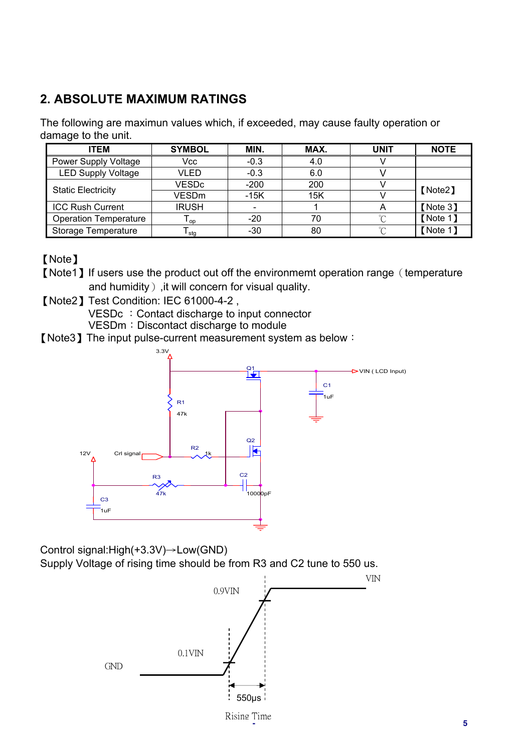## 2. ABSOLUTE MAXIMUM RATINGS

The following are maximun values which, if exceeded, may cause faulty operation or damage to the unit.

| ITEM | SYMBOL | MIN. | MAX. | UNIT | NOTE |
|---|---|---|---|---|---|
| Power Supply Voltage | Vcc | -0.3 | 4.0 | V | |
| LED Supply Voltage | VLED | -0.3 | 6.0 | V | |
| Static Electricity | VESDc | -200 | 200 | V | 【Note2】 |
| | VESDm | -15K | 15K | V | |
| ICC Rush Current | IRUSH | - | 1 | A | 【Note 3】 |
| Operation Temperature | $T_{op}$ | -20 | 70 | ℃ | 【Note 1】 |
| Storage Temperature | $T_{stg}$ | -30 | 80 | ℃ | 【Note 1】 |

【Note】

【Note1】 If users use the product out off the environmemt operation range（temperature and humidity）,it will concern for visual quality.

【Note2】 Test Condition: IEC 61000-4-2 ,
VESDc ：Contact discharge to input connector
VESDm：Discontact discharge to module

【Note3】 The input pulse-current measurement system as below：

Control signal:High(+3.3V)→Low(GND)

Supply Voltage of rising time should be from R3 and C2 tune to 550 us.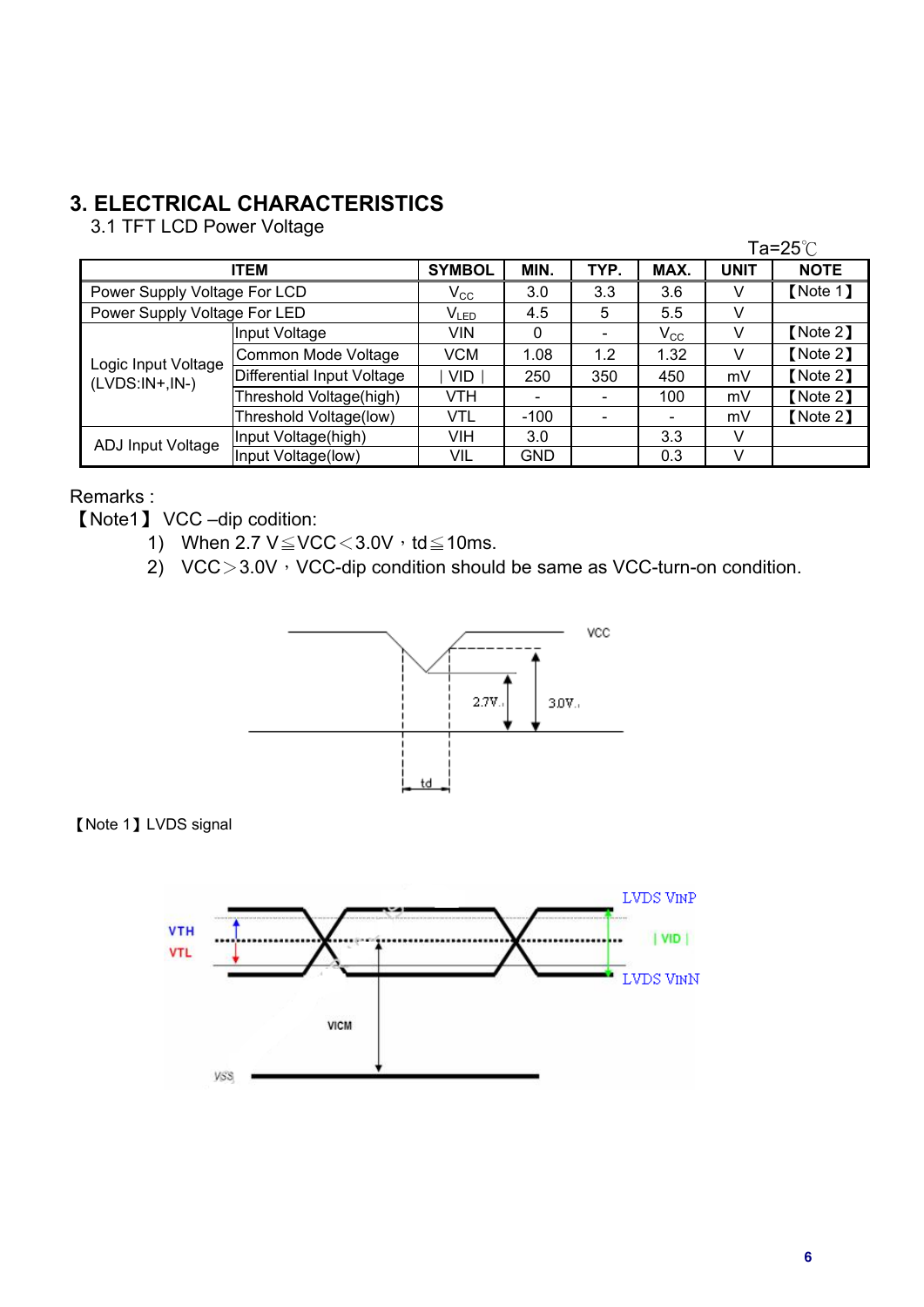# 3. ELECTRICAL CHARACTERISTICS

## 3.1 TFT LCD Power Voltage

Ta=25℃

| ITEM | | SYMBOL | MIN. | TYP. | MAX. | UNIT | NOTE |
|---|---|---|---|---|---|---|---|
| Power Supply Voltage For LCD | | $V_{CC}$ | 3.0 | 3.3 | 3.6 | V | 【Note 1】 |
| Power Supply Voltage For LED | | $V_{LED}$ | 4.5 | 5 | 5.5 | V | |
| Logic Input Voltage (LVDS:IN+,IN-) | Input Voltage | VIN | 0 | - | $V_{CC}$ | V | 【Note 2】 |
| | Common Mode Voltage | VCM | 1.08 | 1.2 | 1.32 | V | 【Note 2】 |
| | Differential Input Voltage | ∣VID∣ | 250 | 350 | 450 | mV | 【Note 2】 |
| | Threshold Voltage(high) | VTH | - | - | 100 | mV | 【Note 2】 |
| | Threshold Voltage(low) | VTL | -100 | - | - | mV | 【Note 2】 |
| ADJ Input Voltage | Input Voltage(high) | VIH | 3.0 | | 3.3 | V | |
| | Input Voltage(low) | VIL | GND | | 0.3 | V | |

Remarks :

【Note1】 VCC –dip codition:

1) When 2.7 V≦VCC＜3.0V，td≦10ms.
2) VCC＞3.0V，VCC-dip condition should be same as VCC-turn-on condition.

【Note 1】LVDS signal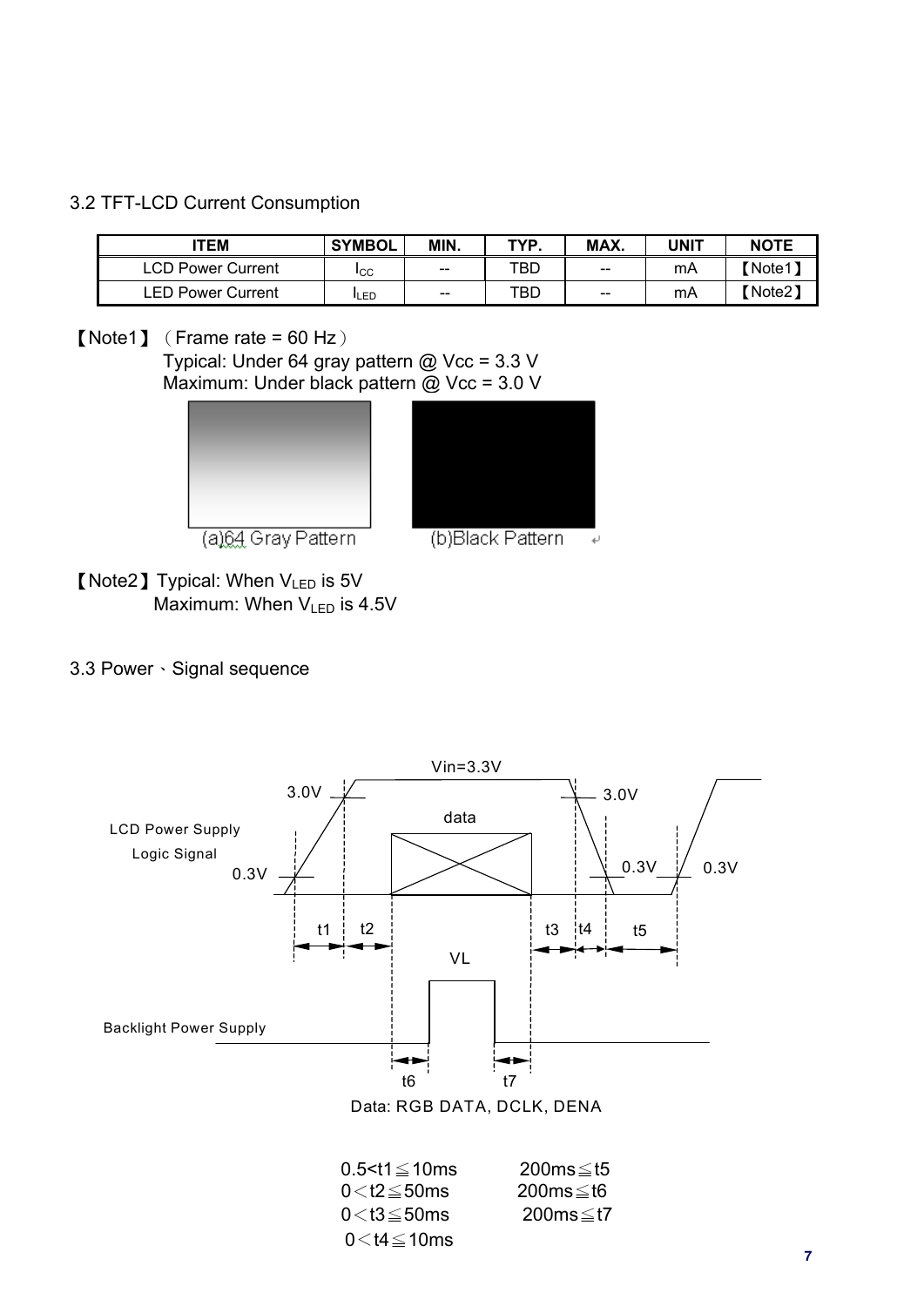3.2 TFT-LCD Current Consumption

| ITEM | SYMBOL | MIN. | TYP. | MAX. | UNIT | NOTE |
|---|---|---|---|---|---|---|
| LCD Power Current | $I_{CC}$ | -- | TBD | -- | mA | 【Note1】 |
| LED Power Current | $I_{LED}$ | -- | TBD | -- | mA | 【Note2】 |

【Note1】（Frame rate = 60 Hz）
Typical: Under 64 gray pattern @ Vcc = 3.3 V
Maximum: Under black pattern @ Vcc = 3.0 V

(a)64 Gray Pattern (b)Black Pattern

【Note2】Typical: When $V_{LED}$ is 5V
Maximum: When $V_{LED}$ is 4.5V

3.3 Power、Signal sequence

Vin=3.3V

3.0V 3.0V

LCD Power Supply Logic Signal

data

0.3V 0.3V 0.3V

t1 t2 t3 t4 t5

VL

Backlight Power Supply

t6 t7

Data: RGB DATA, DCLK, DENA

0.5<t1≦10ms
0＜t2≦50ms
0＜t3≦50ms
0＜t4≦10ms
200ms≦t5
200ms≦t6
200ms≦t7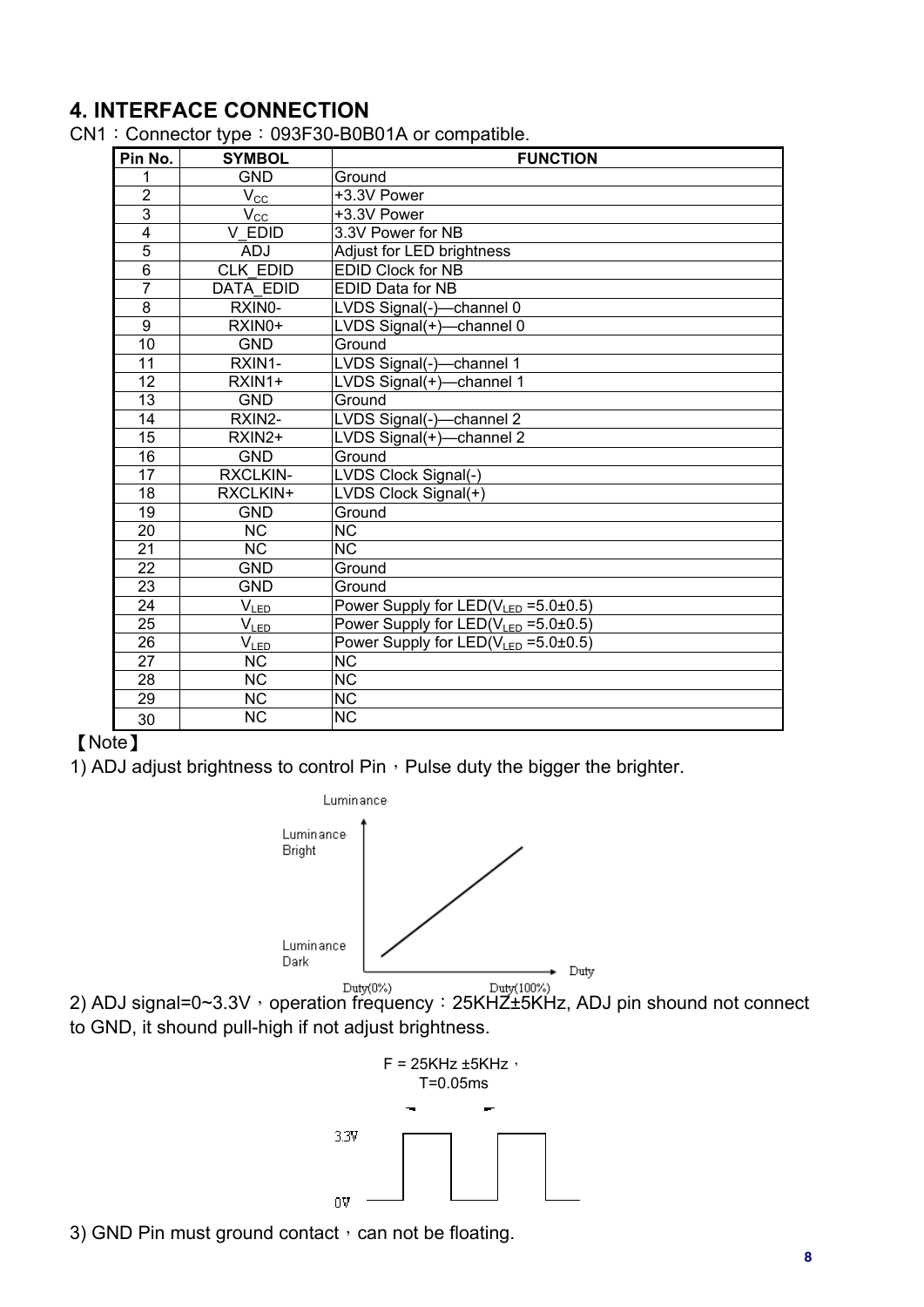## 4. INTERFACE CONNECTION

CN1：Connector type：093F30-B0B01A or compatible.

| Pin No. | SYMBOL | FUNCTION |
|---|---|---|
| 1 | GND | Ground |
| 2 | $V_{CC}$ | +3.3V Power |
| 3 | $V_{CC}$ | +3.3V Power |
| 4 | V_EDID | 3.3V Power for NB |
| 5 | ADJ | Adjust for LED brightness |
| 6 | CLK_EDID | EDID Clock for NB |
| 7 | DATA_EDID | EDID Data for NB |
| 8 | RXIN0- | LVDS Signal(-)—channel 0 |
| 9 | RXIN0+ | LVDS Signal(+)—channel 0 |
| 10 | GND | Ground |
| 11 | RXIN1- | LVDS Signal(-)—channel 1 |
| 12 | RXIN1+ | LVDS Signal(+)—channel 1 |
| 13 | GND | Ground |
| 14 | RXIN2- | LVDS Signal(-)—channel 2 |
| 15 | RXIN2+ | LVDS Signal(+)—channel 2 |
| 16 | GND | Ground |
| 17 | RXCLKIN- | LVDS Clock Signal(-) |
| 18 | RXCLKIN+ | LVDS Clock Signal(+) |
| 19 | GND | Ground |
| 20 | NC | NC |
| 21 | NC | NC |
| 22 | GND | Ground |
| 23 | GND | Ground |
| 24 | $V_{LED}$ | Power Supply for LED($V_{LED}$ =5.0±0.5) |
| 25 | $V_{LED}$ | Power Supply for LED($V_{LED}$ =5.0±0.5) |
| 26 | $V_{LED}$ | Power Supply for LED($V_{LED}$ =5.0±0.5) |
| 27 | NC | NC |
| 28 | NC | NC |
| 29 | NC | NC |
| 30 | NC | NC |

【Note】

1) ADJ adjust brightness to control Pin，Pulse duty the bigger the brighter.

Luminance

Luminance Bright

Luminance Dark

Duty(0%) Duty(100%) Duty

2) ADJ signal=0~3.3V，operation frequency：25KHZ±5KHz, ADJ pin shound not connect to GND, it shound pull-high if not adjust brightness.

F = 25KHz ±5KHz，
T=0.05ms

3.3V

0V

3) GND Pin must ground contact，can not be floating.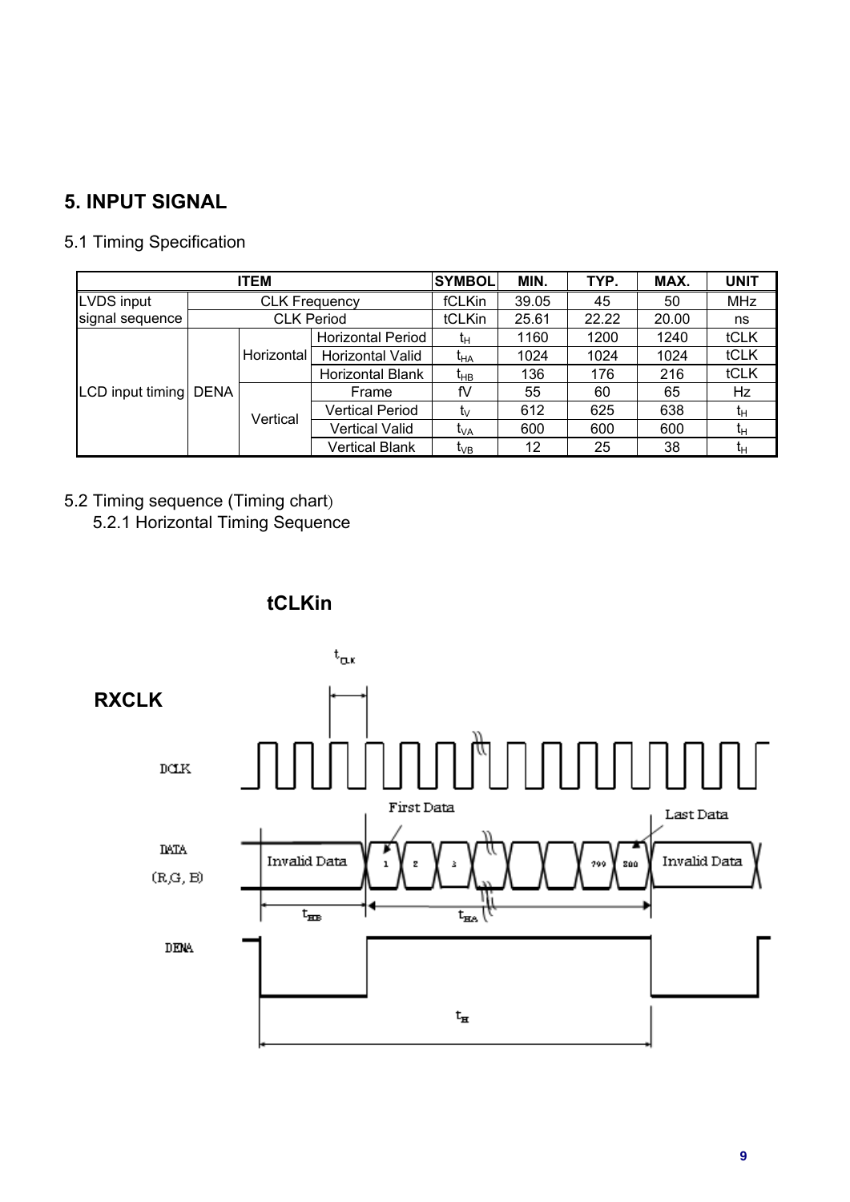# 5. INPUT SIGNAL

## 5.1 Timing Specification

| ITEM | | | | SYMBOL | MIN. | TYP. | MAX. | UNIT |
|---|---|---|---|---|---|---|---|---|
| LVDS input signal sequence | CLK Frequency | | | fCLKin | 39.05 | 45 | 50 | MHz |
| | CLK Period | | | tCLKin | 25.61 | 22.22 | 20.00 | ns |
| LCD input timing | DENA | Horizontal | Horizontal Period | $t_H$ | 1160 | 1200 | 1240 | tCLK |
| | | | Horizontal Valid | $t_{HA}$ | 1024 | 1024 | 1024 | tCLK |
| | | | Horizontal Blank | $t_{HB}$ | 136 | 176 | 216 | tCLK |
| | | Vertical | Frame | fV | 55 | 60 | 65 | Hz |
| | | | Vertical Period | $t_V$ | 612 | 625 | 638 | $t_H$ |
| | | | Vertical Valid | $t_{VA}$ | 600 | 600 | 600 | $t_H$ |
| | | | Vertical Blank | $t_{VB}$ | 12 | 25 | 38 | $t_H$ |

## 5.2 Timing sequence (Timing chart)

### 5.2.1 Horizontal Timing Sequence

**tCLKin**

**RXCLK**

$t_{CLK}$

DCLK

First Data

Last Data

DATA (R,G, B)

Invalid Data | 1 | 2 | 3 | 799 | 800 | Invalid Data

$t_{HB}$ $t_{HA}$

DENA

$t_H$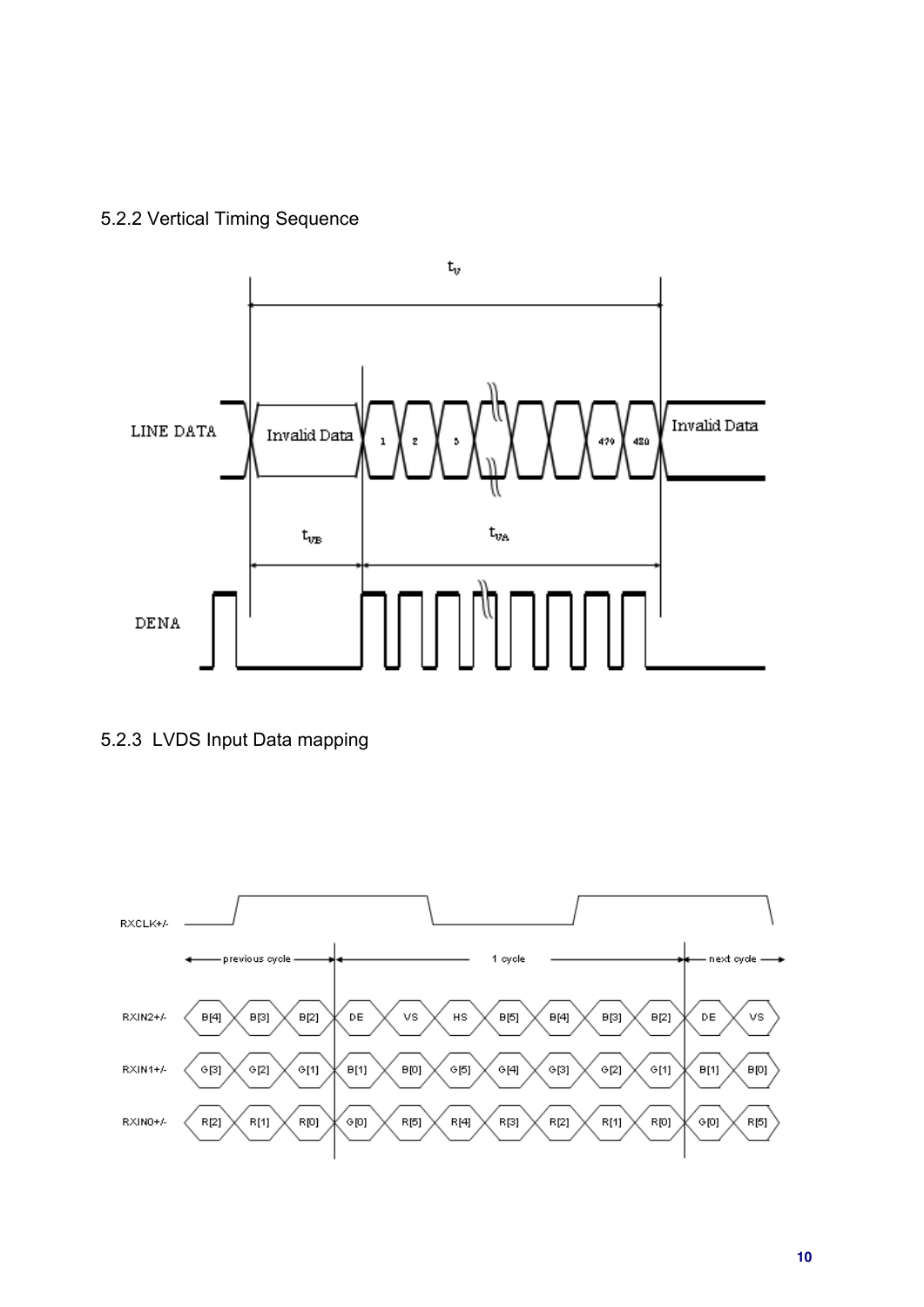### 5.2.2 Vertical Timing Sequence

### 5.2.3 LVDS Input Data mapping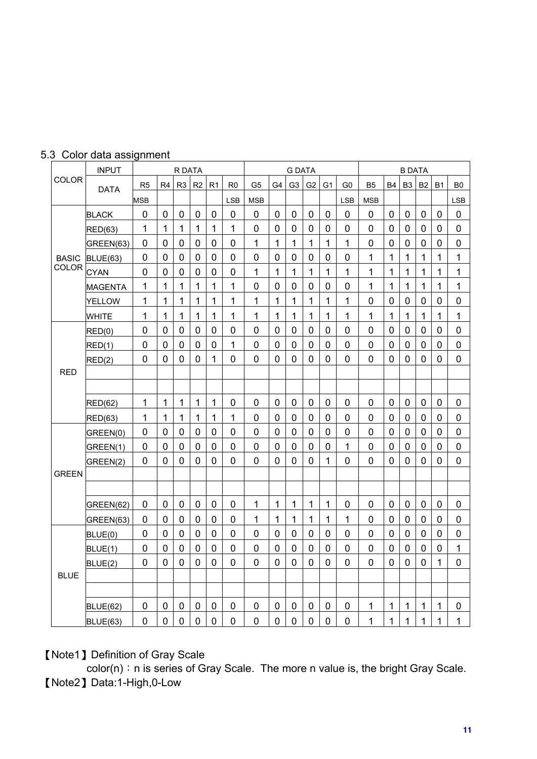## 5.3 Color data assignment

| COLOR | INPUT DATA | R DATA | | | | | | G DATA | | | | | | B DATA | | | | | |
|---|---|---|---|---|---|---|---|---|---|---|---|---|---|---|---|---|---|---|---|
| | | R5 MSB | R4 | R3 | R2 | R1 | R0 LSB | G5 MSB | G4 | G3 | G2 | G1 | G0 LSB | B5 MSB | B4 | B3 | B2 | B1 | B0 LSB |
| BASIC COLOR | BLACK | 0 | 0 | 0 | 0 | 0 | 0 | 0 | 0 | 0 | 0 | 0 | 0 | 0 | 0 | 0 | 0 | 0 | 0 |
| | RED(63) | 1 | 1 | 1 | 1 | 1 | 1 | 0 | 0 | 0 | 0 | 0 | 0 | 0 | 0 | 0 | 0 | 0 | 0 |
| | GREEN(63) | 0 | 0 | 0 | 0 | 0 | 0 | 1 | 1 | 1 | 1 | 1 | 1 | 0 | 0 | 0 | 0 | 0 | 0 |
| | BLUE(63) | 0 | 0 | 0 | 0 | 0 | 0 | 0 | 0 | 0 | 0 | 0 | 0 | 1 | 1 | 1 | 1 | 1 | 1 |
| | CYAN | 0 | 0 | 0 | 0 | 0 | 0 | 1 | 1 | 1 | 1 | 1 | 1 | 1 | 1 | 1 | 1 | 1 | 1 |
| | MAGENTA | 1 | 1 | 1 | 1 | 1 | 1 | 0 | 0 | 0 | 0 | 0 | 0 | 1 | 1 | 1 | 1 | 1 | 1 |
| | YELLOW | 1 | 1 | 1 | 1 | 1 | 1 | 1 | 1 | 1 | 1 | 1 | 1 | 0 | 0 | 0 | 0 | 0 | 0 |
| | WHITE | 1 | 1 | 1 | 1 | 1 | 1 | 1 | 1 | 1 | 1 | 1 | 1 | 1 | 1 | 1 | 1 | 1 | 1 |
| RED | RED(0) | 0 | 0 | 0 | 0 | 0 | 0 | 0 | 0 | 0 | 0 | 0 | 0 | 0 | 0 | 0 | 0 | 0 | 0 |
| | RED(1) | 0 | 0 | 0 | 0 | 0 | 1 | 0 | 0 | 0 | 0 | 0 | 0 | 0 | 0 | 0 | 0 | 0 | 0 |
| | RED(2) | 0 | 0 | 0 | 0 | 1 | 0 | 0 | 0 | 0 | 0 | 0 | 0 | 0 | 0 | 0 | 0 | 0 | 0 |
| | | | | | | | | | | | | | | | | | | | |
| | | | | | | | | | | | | | | | | | | | |
| | RED(62) | 1 | 1 | 1 | 1 | 1 | 0 | 0 | 0 | 0 | 0 | 0 | 0 | 0 | 0 | 0 | 0 | 0 | 0 |
| | RED(63) | 1 | 1 | 1 | 1 | 1 | 1 | 0 | 0 | 0 | 0 | 0 | 0 | 0 | 0 | 0 | 0 | 0 | 0 |
| GREEN | GREEN(0) | 0 | 0 | 0 | 0 | 0 | 0 | 0 | 0 | 0 | 0 | 0 | 0 | 0 | 0 | 0 | 0 | 0 | 0 |
| | GREEN(1) | 0 | 0 | 0 | 0 | 0 | 0 | 0 | 0 | 0 | 0 | 0 | 1 | 0 | 0 | 0 | 0 | 0 | 0 |
| | GREEN(2) | 0 | 0 | 0 | 0 | 0 | 0 | 0 | 0 | 0 | 0 | 1 | 0 | 0 | 0 | 0 | 0 | 0 | 0 |
| | | | | | | | | | | | | | | | | | | | |
| | | | | | | | | | | | | | | | | | | | |
| | GREEN(62) | 0 | 0 | 0 | 0 | 0 | 0 | 1 | 1 | 1 | 1 | 1 | 0 | 0 | 0 | 0 | 0 | 0 | 0 |
| | GREEN(63) | 0 | 0 | 0 | 0 | 0 | 0 | 1 | 1 | 1 | 1 | 1 | 1 | 0 | 0 | 0 | 0 | 0 | 0 |
| BLUE | BLUE(0) | 0 | 0 | 0 | 0 | 0 | 0 | 0 | 0 | 0 | 0 | 0 | 0 | 0 | 0 | 0 | 0 | 0 | 0 |
| | BLUE(1) | 0 | 0 | 0 | 0 | 0 | 0 | 0 | 0 | 0 | 0 | 0 | 0 | 0 | 0 | 0 | 0 | 0 | 1 |
| | BLUE(2) | 0 | 0 | 0 | 0 | 0 | 0 | 0 | 0 | 0 | 0 | 0 | 0 | 0 | 0 | 0 | 0 | 1 | 0 |
| | | | | | | | | | | | | | | | | | | | |
| | | | | | | | | | | | | | | | | | | | |
| | BLUE(62) | 0 | 0 | 0 | 0 | 0 | 0 | 0 | 0 | 0 | 0 | 0 | 0 | 1 | 1 | 1 | 1 | 1 | 0 |
| | BLUE(63) | 0 | 0 | 0 | 0 | 0 | 0 | 0 | 0 | 0 | 0 | 0 | 0 | 1 | 1 | 1 | 1 | 1 | 1 |

【Note1】Definition of Gray Scale

color(n)：n is series of Gray Scale. The more n value is, the bright Gray Scale.

【Note2】Data:1-High,0-Low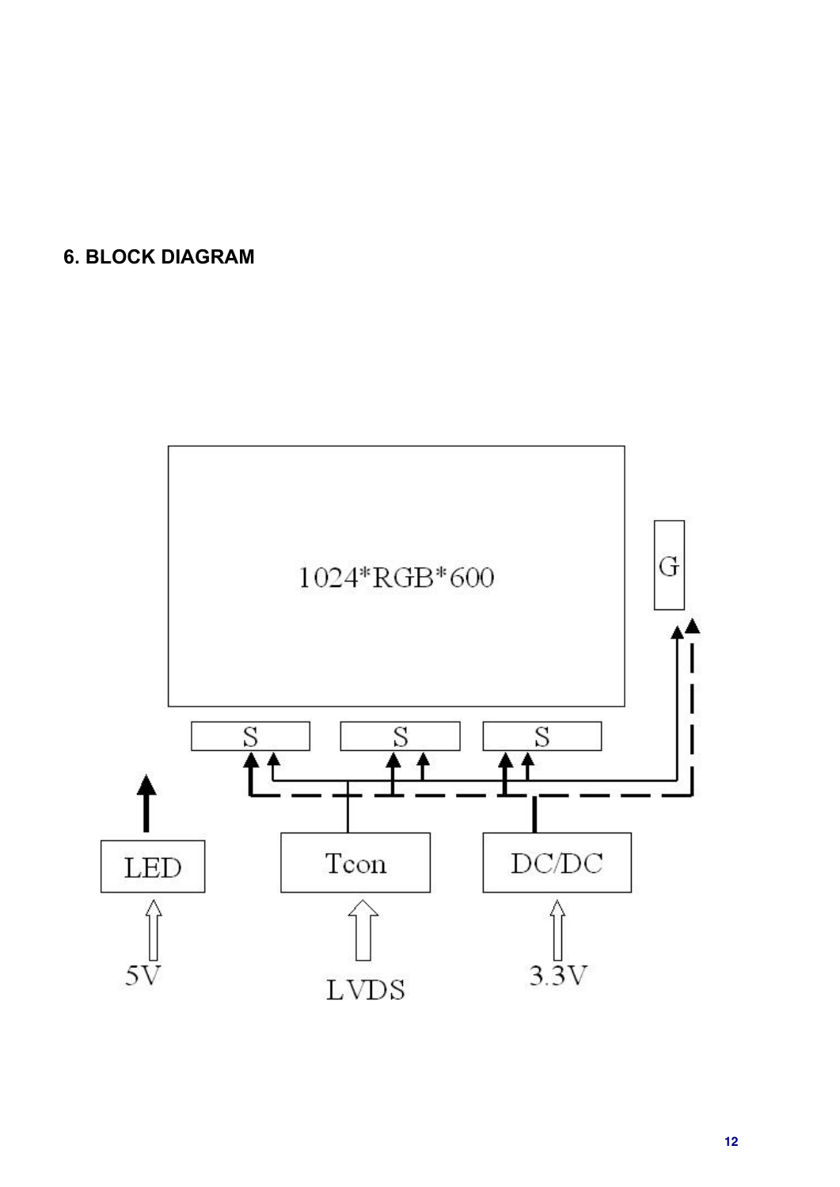### 6. BLOCK DIAGRAM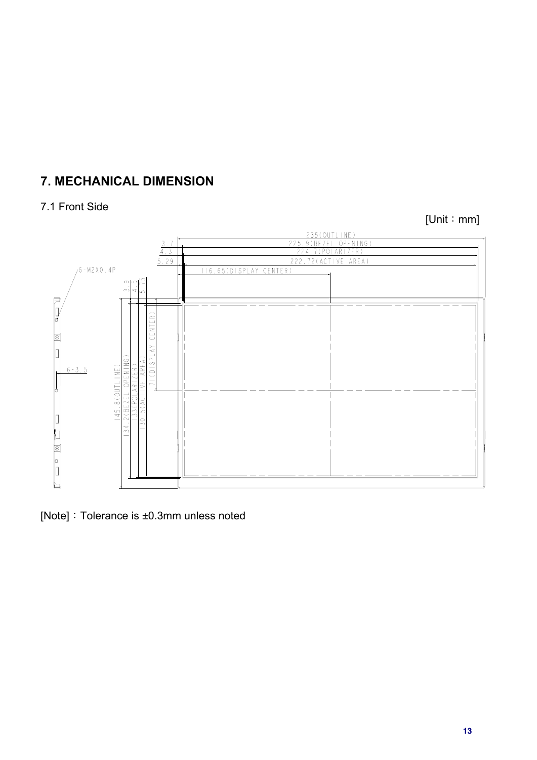## 7. MECHANICAL DIMENSION

7.1 Front Side

[Unit：mm]

[Note]：Tolerance is ±0.3mm unless noted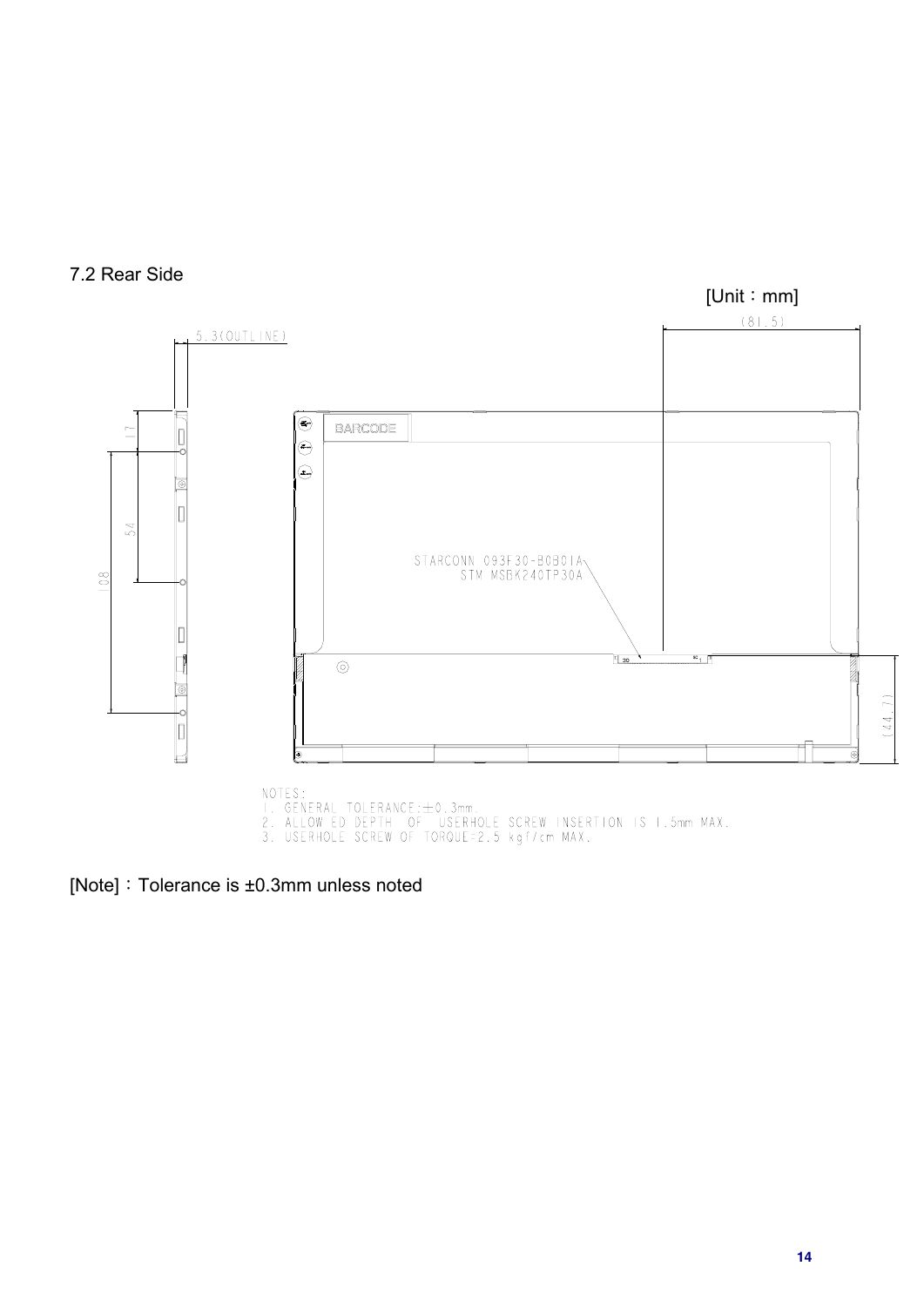### 7.2 Rear Side

[Unit：mm]

5.3(OUTLINE)

(81.5)

17

54

108

BARCODE

STARCONN 093F30-B0B01A
STM MSBK240TP30A

(44.7)

NOTES:
1. GENERAL TOLERANCE:±0.3mm.
2. ALLOW ED DEPTH OF USERHOLE SCREW INSERTION IS 1.5mm MAX.
3. USERHOLE SCREW OF TORQUE=2.5 kgf/cm MAX.

[Note]：Tolerance is ±0.3mm unless noted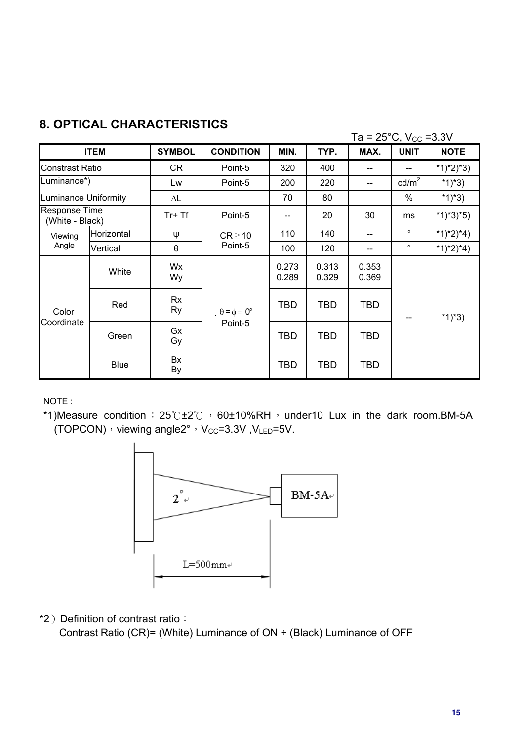## 8. OPTICAL CHARACTERISTICS

Ta = 25°C, $V_{CC}$ =3.3V

| ITEM | | SYMBOL | CONDITION | MIN. | TYP. | MAX. | UNIT | NOTE |
|---|---|---|---|---|---|---|---|---|
| Constrast Ratio | | CR | Point-5 | 320 | 400 | -- | -- | *1)*2)*3) |
| Luminance*) | | Lw | Point-5 | 200 | 220 | -- | cd/$m^2$ | *1)*3) |
| Luminance Uniformity | | ∆L | | 70 | 80 | | % | *1)*3) |
| Response Time (White - Black) | | Tr+ Tf | Point-5 | -- | 20 | 30 | ms | *1)*3)*5) |
| Viewing Angle | Horizontal | ψ | CR≧10 Point-5 | 110 | 140 | -- | ° | *1)*2)*4) |
| | Vertical | θ | | 100 | 120 | -- | ° | *1)*2)*4) |
| Color Coordinate | White | Wx Wy | θ = ϕ = 0° Point-5 | 0.273 0.289 | 0.313 0.329 | 0.353 0.369 | -- | *1)*3) |
| | Red | Rx Ry | | TBD | TBD | TBD | | |
| | Green | Gx Gy | | TBD | TBD | TBD | | |
| | Blue | Bx By | | TBD | TBD | TBD | | |

NOTE :

*1)Measure condition：25℃±2℃ ，60±10%RH，under10 Lux in the dark room.BM-5A (TOPCON)，viewing angle2°，$V_{CC}$=3.3V ,$V_{LED}$=5V.

2°

BM-5A

L=500mm

*2）Definition of contrast ratio：

Contrast Ratio (CR)= (White) Luminance of ON ÷ (Black) Luminance of OFF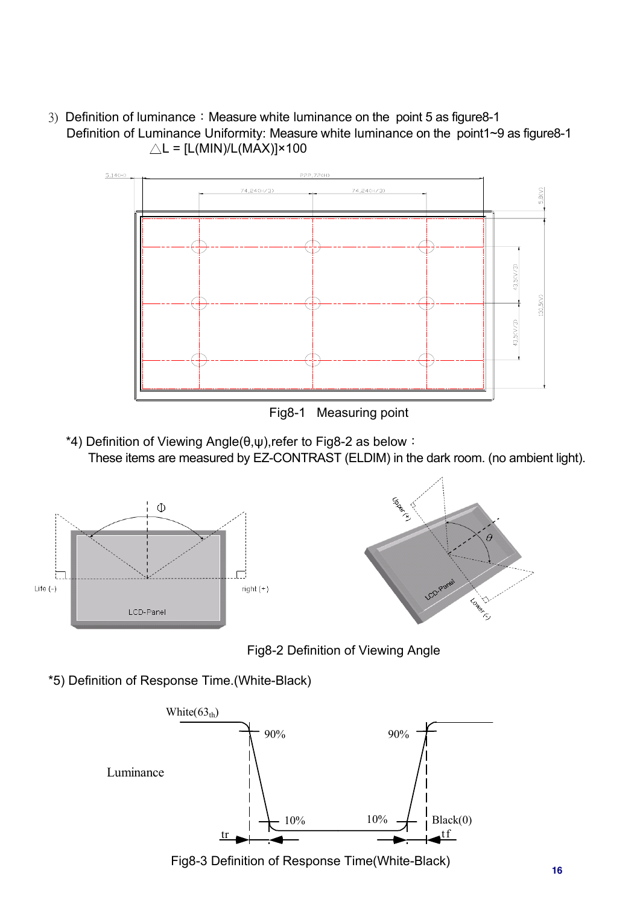3) Definition of luminance：Measure white luminance on the point 5 as figure8-1
Definition of Luminance Uniformity: Measure white luminance on the point1~9 as figure8-1
$\triangle L = [L(MIN)/L(MAX)] \times 100$

Fig8-1 Measuring point

*4) Definition of Viewing Angle(θ,ψ),refer to Fig8-2 as below：
These items are measured by EZ-CONTRAST (ELDIM) in the dark room. (no ambient light).

Fig8-2 Definition of Viewing Angle

*5) Definition of Response Time.(White-Black)

Fig8-3 Definition of Response Time(White-Black)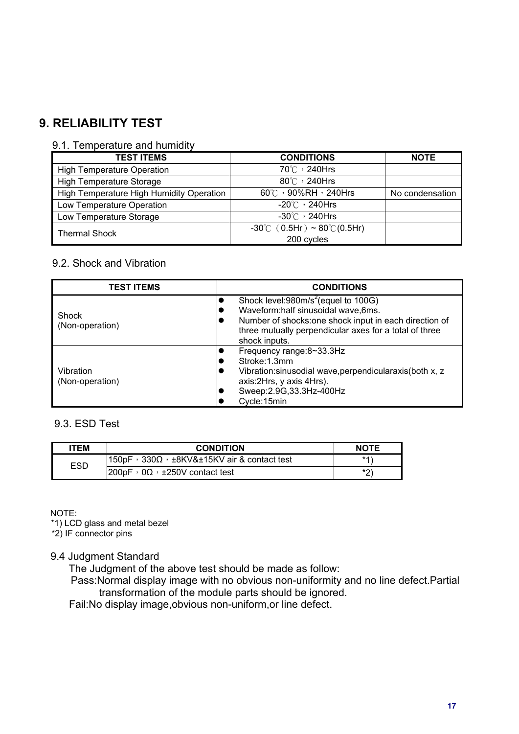# 9. RELIABILITY TEST

## 9.1. Temperature and humidity

| TEST ITEMS | CONDITIONS | NOTE |
|---|---|---|
| High Temperature Operation | 70℃，240Hrs | |
| High Temperature Storage | 80℃，240Hrs | |
| High Temperature High Humidity Operation | 60℃，90%RH，240Hrs | No condensation |
| Low Temperature Operation | -20℃，240Hrs | |
| Low Temperature Storage | -30℃，240Hrs | |
| Thermal Shock | -30℃（0.5Hr）~ 80℃(0.5Hr) 200 cycles | |

## 9.2. Shock and Vibration

| TEST ITEMS | CONDITIONS |
|---|---|
| Shock (Non-operation) | • Shock level:980m/$s^2$(equel to 100G)<br>• Waveform:half sinusoidal wave,6ms.<br>• Number of shocks:one shock input in each direction of three mutually perpendicular axes for a total of three shock inputs. |
| Vibration (Non-operation) | • Frequency range:8~33.3Hz<br>• Stroke:1.3mm<br>• Vibration:sinusodial wave,perpendicularaxis(both x, z axis:2Hrs, y axis 4Hrs).<br>• Sweep:2.9G,33.3Hz-400Hz<br>• Cycle:15min |

## 9.3. ESD Test

| ITEM | CONDITION | NOTE |
|---|---|---|
| ESD | 150pF，330Ω，±8KV&±15KV air & contact test | *1) |
| | 200pF，0Ω，±250V contact test | *2) |

NOTE:
*1) LCD glass and metal bezel
*2) IF connector pins

## 9.4 Judgment Standard

The Judgment of the above test should be made as follow:

Pass:Normal display image with no obvious non-uniformity and no line defect.Partial transformation of the module parts should be ignored.

Fail:No display image,obvious non-uniform,or line defect.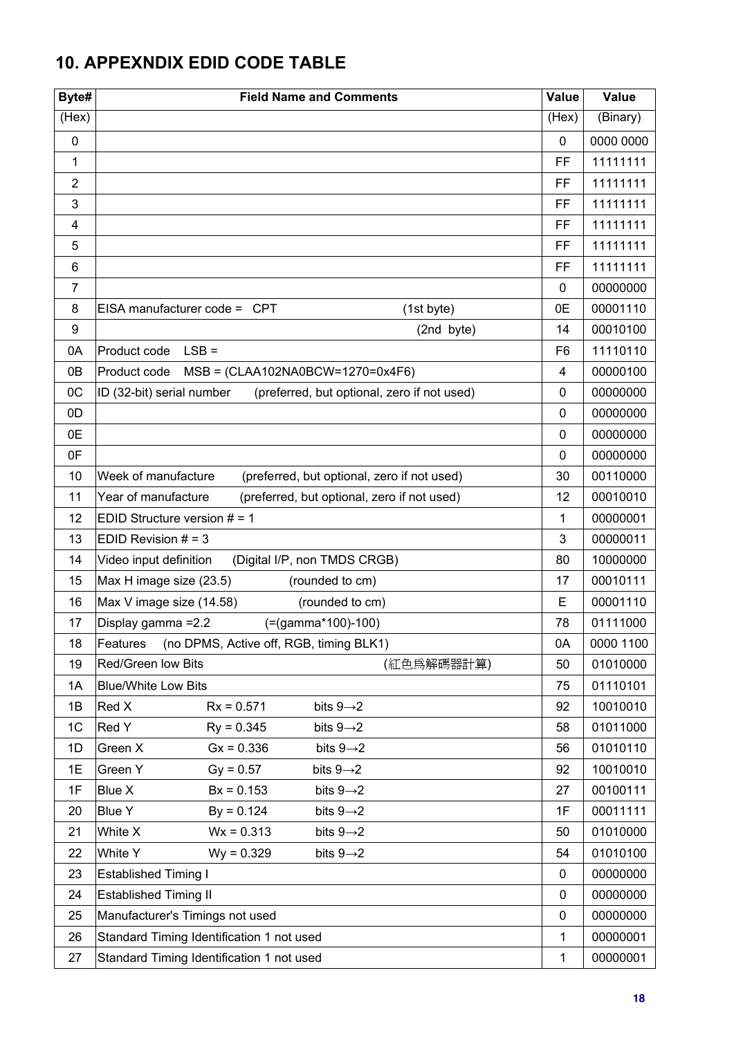## 10. APPEXNDIX EDID CODE TABLE

| Byte# | Field Name and Comments | Value | Value |
|---|---|---|---|
| (Hex) | | (Hex) | (Binary) |
| 0 | | 0 | 0000 0000 |
| 1 | | FF | 11111111 |
| 2 | | FF | 11111111 |
| 3 | | FF | 11111111 |
| 4 | | FF | 11111111 |
| 5 | | FF | 11111111 |
| 6 | | FF | 11111111 |
| 7 | | 0 | 00000000 |
| 8 | EISA manufacturer code = CPT (1st byte) | 0E | 00001110 |
| 9 | (2nd byte) | 14 | 00010100 |
| 0A | Product code LSB = | F6 | 11110110 |
| 0B | Product code MSB = (CLAA102NA0BCW=1270=0x4F6) | 4 | 00000100 |
| 0C | ID (32-bit) serial number (preferred, but optional, zero if not used) | 0 | 00000000 |
| 0D | | 0 | 00000000 |
| 0E | | 0 | 00000000 |
| 0F | | 0 | 00000000 |
| 10 | Week of manufacture (preferred, but optional, zero if not used) | 30 | 00110000 |
| 11 | Year of manufacture (preferred, but optional, zero if not used) | 12 | 00010010 |
| 12 | EDID Structure version # = 1 | 1 | 00000001 |
| 13 | EDID Revision # = 3 | 3 | 00000011 |
| 14 | Video input definition (Digital I/P, non TMDS CRGB) | 80 | 10000000 |
| 15 | Max H image size (23.5) (rounded to cm) | 17 | 00010111 |
| 16 | Max V image size (14.58) (rounded to cm) | E | 00001110 |
| 17 | Display gamma =2.2 (=(gamma*100)-100) | 78 | 01111000 |
| 18 | Features (no DPMS, Active off, RGB, timing BLK1) | 0A | 0000 1100 |
| 19 | Red/Green low Bits (紅色爲解碼器計算) | 50 | 01010000 |
| 1A | Blue/White Low Bits | 75 | 01110101 |
| 1B | Red X Rx = 0.571 bits 9→2 | 92 | 10010010 |
| 1C | Red Y Ry = 0.345 bits 9→2 | 58 | 01011000 |
| 1D | Green X Gx = 0.336 bits 9→2 | 56 | 01010110 |
| 1E | Green Y Gy = 0.57 bits 9→2 | 92 | 10010010 |
| 1F | Blue X Bx = 0.153 bits 9→2 | 27 | 00100111 |
| 20 | Blue Y By = 0.124 bits 9→2 | 1F | 00011111 |
| 21 | White X Wx = 0.313 bits 9→2 | 50 | 01010000 |
| 22 | White Y Wy = 0.329 bits 9→2 | 54 | 01010100 |
| 23 | Established Timing I | 0 | 00000000 |
| 24 | Established Timing II | 0 | 00000000 |
| 25 | Manufacturer's Timings not used | 0 | 00000000 |
| 26 | Standard Timing Identification 1 not used | 1 | 00000001 |
| 27 | Standard Timing Identification 1 not used | 1 | 00000001 |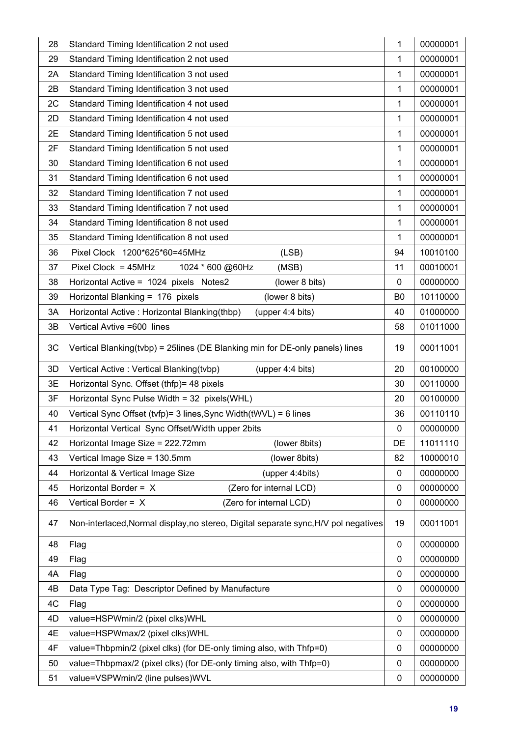| | | | |
|---|---|---|---|
| 28 | Standard Timing Identification 2 not used | 1 | 00000001 |
| 29 | Standard Timing Identification 2 not used | 1 | 00000001 |
| 2A | Standard Timing Identification 3 not used | 1 | 00000001 |
| 2B | Standard Timing Identification 3 not used | 1 | 00000001 |
| 2C | Standard Timing Identification 4 not used | 1 | 00000001 |
| 2D | Standard Timing Identification 4 not used | 1 | 00000001 |
| 2E | Standard Timing Identification 5 not used | 1 | 00000001 |
| 2F | Standard Timing Identification 5 not used | 1 | 00000001 |
| 30 | Standard Timing Identification 6 not used | 1 | 00000001 |
| 31 | Standard Timing Identification 6 not used | 1 | 00000001 |
| 32 | Standard Timing Identification 7 not used | 1 | 00000001 |
| 33 | Standard Timing Identification 7 not used | 1 | 00000001 |
| 34 | Standard Timing Identification 8 not used | 1 | 00000001 |
| 35 | Standard Timing Identification 8 not used | 1 | 00000001 |
| 36 | Pixel Clock 1200*625*60=45MHz (LSB) | 94 | 10010100 |
| 37 | Pixel Clock = 45MHz 1024 * 600 @60Hz (MSB) | 11 | 00010001 |
| 38 | Horizontal Active = 1024 pixels Notes2 (lower 8 bits) | 0 | 00000000 |
| 39 | Horizontal Blanking = 176 pixels (lower 8 bits) | B0 | 10110000 |
| 3A | Horizontal Active : Horizontal Blanking(thbp) (upper 4:4 bits) | 40 | 01000000 |
| 3B | Vertical Avtive =600 lines | 58 | 01011000 |
| 3C | Vertical Blanking(tvbp) = 25lines (DE Blanking min for DE-only panels) lines | 19 | 00011001 |
| 3D | Vertical Active : Vertical Blanking(tvbp) (upper 4:4 bits) | 20 | 00100000 |
| 3E | Horizontal Sync. Offset (thfp)= 48 pixels | 30 | 00110000 |
| 3F | Horizontal Sync Pulse Width = 32 pixels(WHL) | 20 | 00100000 |
| 40 | Vertical Sync Offset (tvfp)= 3 lines,Sync Width(tWVL) = 6 lines | 36 | 00110110 |
| 41 | Horizontal Vertical Sync Offset/Width upper 2bits | 0 | 00000000 |
| 42 | Horizontal Image Size = 222.72mm (lower 8bits) | DE | 11011110 |
| 43 | Vertical Image Size = 130.5mm (lower 8bits) | 82 | 10000010 |
| 44 | Horizontal & Vertical Image Size (upper 4:4bits) | 0 | 00000000 |
| 45 | Horizontal Border = X (Zero for internal LCD) | 0 | 00000000 |
| 46 | Vertical Border = X (Zero for internal LCD) | 0 | 00000000 |
| 47 | Non-interlaced,Normal display,no stereo, Digital separate sync,H/V pol negatives | 19 | 00011001 |
| 48 | Flag | 0 | 00000000 |
| 49 | Flag | 0 | 00000000 |
| 4A | Flag | 0 | 00000000 |
| 4B | Data Type Tag: Descriptor Defined by Manufacture | 0 | 00000000 |
| 4C | Flag | 0 | 00000000 |
| 4D | value=HSPWmin/2 (pixel clks)WHL | 0 | 00000000 |
| 4E | value=HSPWmax/2 (pixel clks)WHL | 0 | 00000000 |
| 4F | value=Thbpmin/2 (pixel clks) (for DE-only timing also, with Thfp=0) | 0 | 00000000 |
| 50 | value=Thbpmax/2 (pixel clks) (for DE-only timing also, with Thfp=0) | 0 | 00000000 |
| 51 | value=VSPWmin/2 (line pulses)WVL | 0 | 00000000 |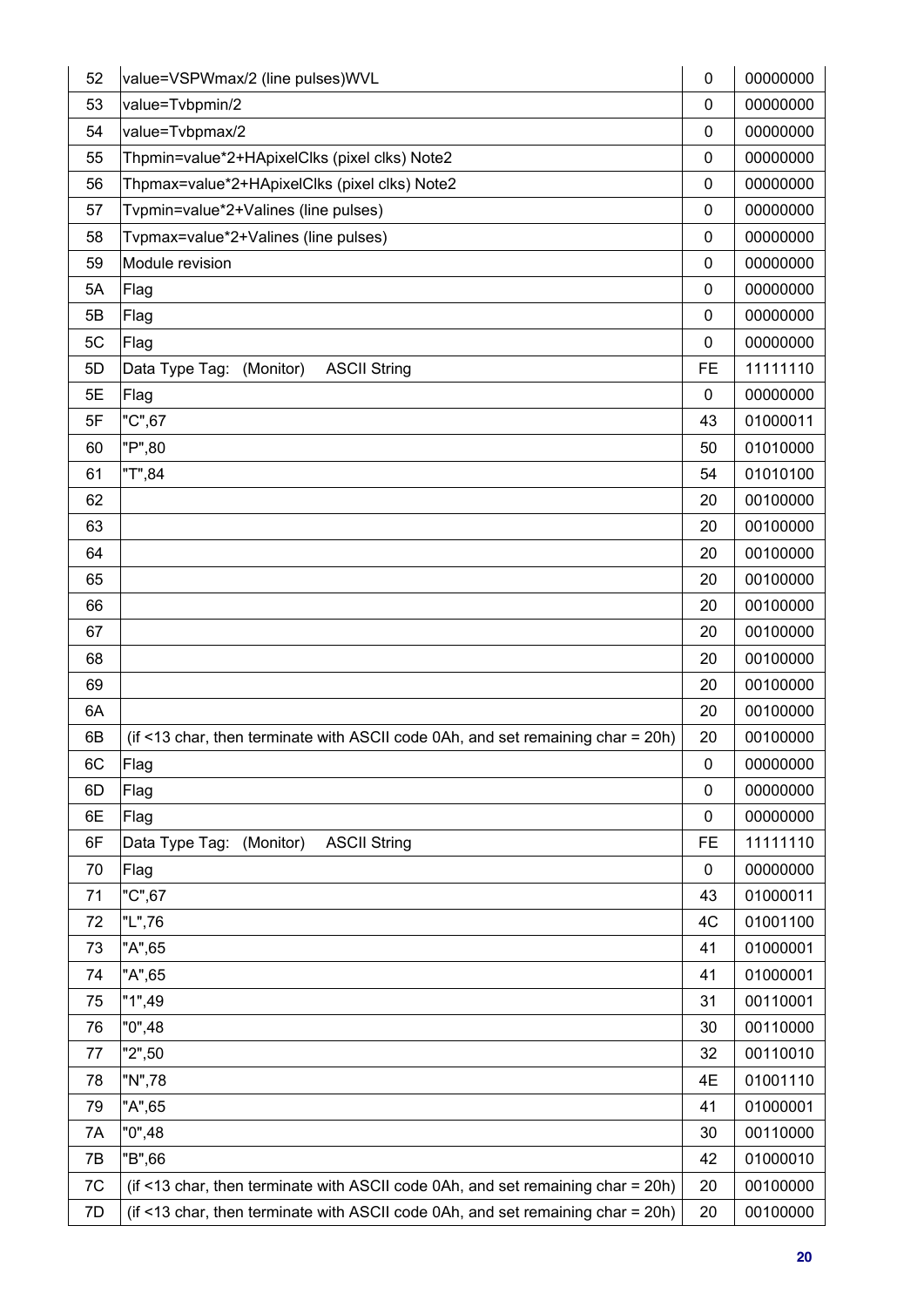| | | | |
|---|---|---|---|
| 52 | value=VSPWmax/2 (line pulses)WVL | 0 | 00000000 |
| 53 | value=Tvbpmin/2 | 0 | 00000000 |
| 54 | value=Tvbpmax/2 | 0 | 00000000 |
| 55 | Thpmin=value*2+HApixelClks (pixel clks) Note2 | 0 | 00000000 |
| 56 | Thpmax=value*2+HApixelClks (pixel clks) Note2 | 0 | 00000000 |
| 57 | Tvpmin=value*2+Valines (line pulses) | 0 | 00000000 |
| 58 | Tvpmax=value*2+Valines (line pulses) | 0 | 00000000 |
| 59 | Module revision | 0 | 00000000 |
| 5A | Flag | 0 | 00000000 |
| 5B | Flag | 0 | 00000000 |
| 5C | Flag | 0 | 00000000 |
| 5D | Data Type Tag: (Monitor) ASCII String | FE | 11111110 |
| 5E | Flag | 0 | 00000000 |
| 5F | "C",67 | 43 | 01000011 |
| 60 | "P",80 | 50 | 01010000 |
| 61 | "T",84 | 54 | 01010100 |
| 62 | | 20 | 00100000 |
| 63 | | 20 | 00100000 |
| 64 | | 20 | 00100000 |
| 65 | | 20 | 00100000 |
| 66 | | 20 | 00100000 |
| 67 | | 20 | 00100000 |
| 68 | | 20 | 00100000 |
| 69 | | 20 | 00100000 |
| 6A | | 20 | 00100000 |
| 6B | (if <13 char, then terminate with ASCII code 0Ah, and set remaining char = 20h) | 20 | 00100000 |
| 6C | Flag | 0 | 00000000 |
| 6D | Flag | 0 | 00000000 |
| 6E | Flag | 0 | 00000000 |
| 6F | Data Type Tag: (Monitor) ASCII String | FE | 11111110 |
| 70 | Flag | 0 | 00000000 |
| 71 | "C",67 | 43 | 01000011 |
| 72 | "L",76 | 4C | 01001100 |
| 73 | "A",65 | 41 | 01000001 |
| 74 | "A",65 | 41 | 01000001 |
| 75 | "1",49 | 31 | 00110001 |
| 76 | "0",48 | 30 | 00110000 |
| 77 | "2",50 | 32 | 00110010 |
| 78 | "N",78 | 4E | 01001110 |
| 79 | "A",65 | 41 | 01000001 |
| 7A | "0",48 | 30 | 00110000 |
| 7B | "B",66 | 42 | 01000010 |
| 7C | (if <13 char, then terminate with ASCII code 0Ah, and set remaining char = 20h) | 20 | 00100000 |
| 7D | (if <13 char, then terminate with ASCII code 0Ah, and set remaining char = 20h) | 20 | 00100000 |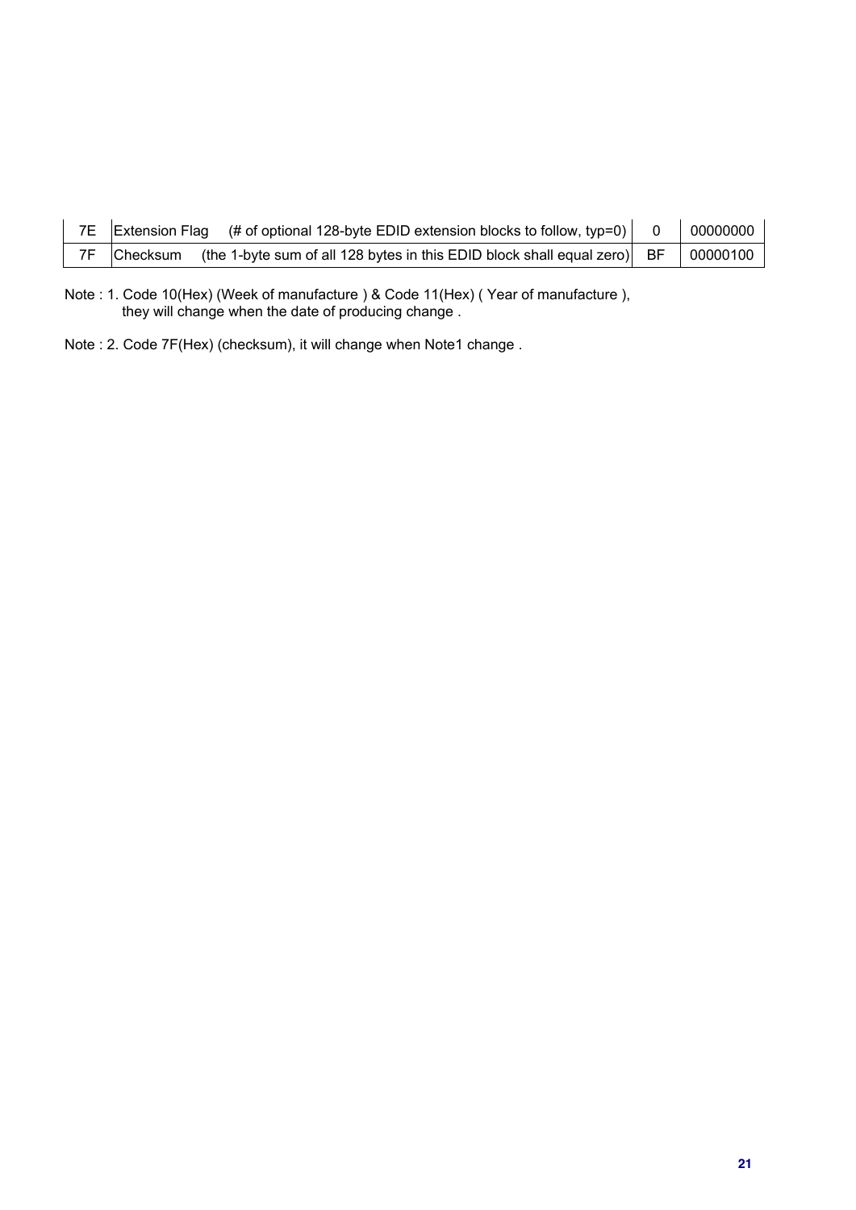| | | | | |
|---|---|---|---|---|
| 7E | Extension Flag | (# of optional 128-byte EDID extension blocks to follow, typ=0) | 0 | 00000000 |
| 7F | Checksum | (the 1-byte sum of all 128 bytes in this EDID block shall equal zero) | BF | 00000100 |

Note : 1. Code 10(Hex) (Week of manufacture ) & Code 11(Hex) ( Year of manufacture ), they will change when the date of producing change .

Note : 2. Code 7F(Hex) (checksum), it will change when Note1 change .